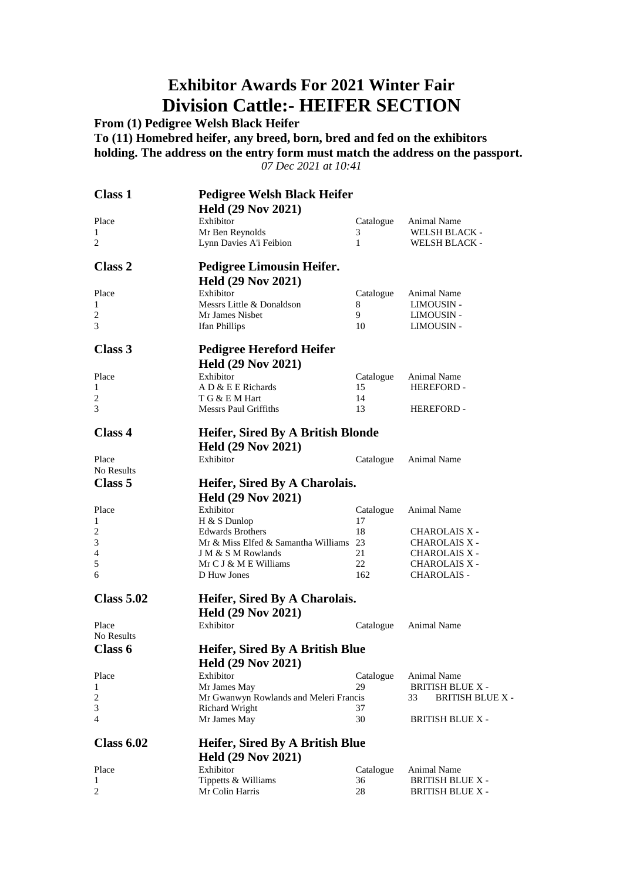# Exhibitor Awards For 2021 Winter Fair

# Division Cattle:- HEIFER SECTION

**From (1) Pedigree Welsh Black Heifer**

**To (11) Homebred heifer, any breed, born, bred and fed on the exhibitors holding. The address on the entry form must match the address on the passport.**

*07 Dec 2021 at 10:41*

## Class 1 — Pedigree Welsh Black Heifer

**Held (29 Nov 2021)**

| Place | Exhibitor | Catalogue | Animal Name |
|---|---|---|---|
| 1 | Mr Ben Reynolds | 3 | WELSH BLACK - |
| 2 | Lynn Davies A'i Feibion | 1 | WELSH BLACK - |

## Class 2 — Pedigree Limousin Heifer.

**Held (29 Nov 2021)**

| Place | Exhibitor | Catalogue | Animal Name |
|---|---|---|---|
| 1 | Messrs Little & Donaldson | 8 | LIMOUSIN - |
| 2 | Mr James Nisbet | 9 | LIMOUSIN - |
| 3 | Ifan Phillips | 10 | LIMOUSIN - |

## Class 3 — Pedigree Hereford Heifer

**Held (29 Nov 2021)**

| Place | Exhibitor | Catalogue | Animal Name |
|---|---|---|---|
| 1 | A D & E E Richards | 15 | HEREFORD - |
| 2 | T G & E M Hart | 14 | |
| 3 | Messrs Paul Griffiths | 13 | HEREFORD - |

## Class 4 — Heifer, Sired By A British Blonde

**Held (29 Nov 2021)**

| Place | Exhibitor | Catalogue | Animal Name |
|---|---|---|---|
| No Results | | | |

## Class 5 — Heifer, Sired By A Charolais.

**Held (29 Nov 2021)**

| Place | Exhibitor | Catalogue | Animal Name |
|---|---|---|---|
| 1 | H & S Dunlop | 17 | |
| 2 | Edwards Brothers | 18 | CHAROLAIS X - |
| 3 | Mr & Miss Elfed & Samantha Williams | 23 | CHAROLAIS X - |
| 4 | J M & S M Rowlands | 21 | CHAROLAIS X - |
| 5 | Mr C J & M E Williams | 22 | CHAROLAIS X - |
| 6 | D Huw Jones | 162 | CHAROLAIS - |

## Class 5.02 — Heifer, Sired By A Charolais.

**Held (29 Nov 2021)**

| Place | Exhibitor | Catalogue | Animal Name |
|---|---|---|---|
| No Results | | | |

## Class 6 — Heifer, Sired By A British Blue

**Held (29 Nov 2021)**

| Place | Exhibitor | Catalogue | Animal Name |
|---|---|---|---|
| 1 | Mr James May | 29 | BRITISH BLUE X - |
| 2 | Mr Gwanwyn Rowlands and Meleri Francis | 33 | BRITISH BLUE X - |
| 3 | Richard Wright | 37 | |
| 4 | Mr James May | 30 | BRITISH BLUE X - |

## Class 6.02 — Heifer, Sired By A British Blue

**Held (29 Nov 2021)**

| Place | Exhibitor | Catalogue | Animal Name |
|---|---|---|---|
| 1 | Tippetts & Williams | 36 | BRITISH BLUE X - |
| 2 | Mr Colin Harris | 28 | BRITISH BLUE X - |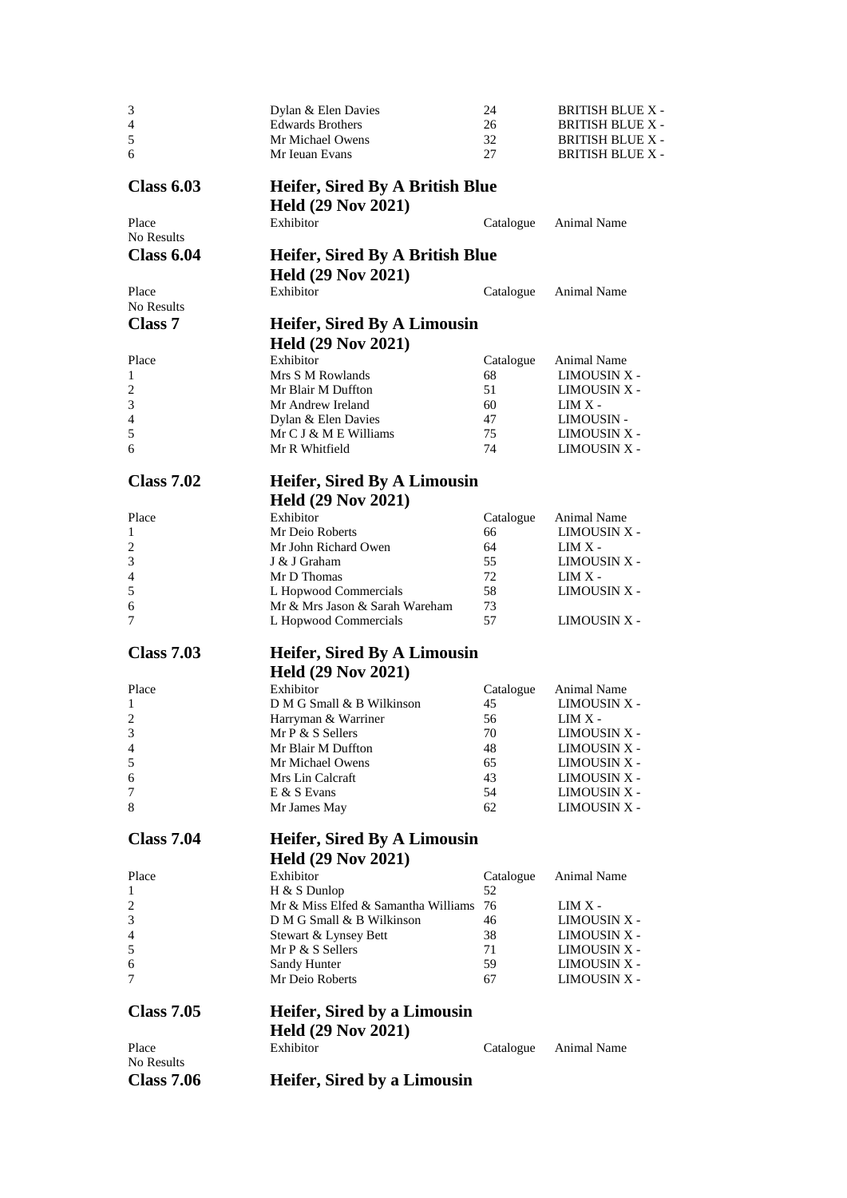| Place | Exhibitor | Catalogue | Animal Name |
|---|---|---|---|
| 3 | Dylan & Elen Davies | 24 | BRITISH BLUE X - |
| 4 | Edwards Brothers | 26 | BRITISH BLUE X - |
| 5 | Mr Michael Owens | 32 | BRITISH BLUE X - |
| 6 | Mr Ieuan Evans | 27 | BRITISH BLUE X - |

## Class 6.03 — Heifer, Sired By A British Blue

**Held (29 Nov 2021)**

| Place | Exhibitor | Catalogue | Animal Name |
|---|---|---|---|

No Results

## Class 6.04 — Heifer, Sired By A British Blue

**Held (29 Nov 2021)**

| Place | Exhibitor | Catalogue | Animal Name |
|---|---|---|---|

No Results

## Class 7 — Heifer, Sired By A Limousin

**Held (29 Nov 2021)**

| Place | Exhibitor | Catalogue | Animal Name |
|---|---|---|---|
| 1 | Mrs S M Rowlands | 68 | LIMOUSIN X - |
| 2 | Mr Blair M Duffton | 51 | LIMOUSIN X - |
| 3 | Mr Andrew Ireland | 60 | LIM X - |
| 4 | Dylan & Elen Davies | 47 | LIMOUSIN - |
| 5 | Mr C J & M E Williams | 75 | LIMOUSIN X - |
| 6 | Mr R Whitfield | 74 | LIMOUSIN X - |

## Class 7.02 — Heifer, Sired By A Limousin

**Held (29 Nov 2021)**

| Place | Exhibitor | Catalogue | Animal Name |
|---|---|---|---|
| 1 | Mr Deio Roberts | 66 | LIMOUSIN X - |
| 2 | Mr John Richard Owen | 64 | LIM X - |
| 3 | J & J Graham | 55 | LIMOUSIN X - |
| 4 | Mr D Thomas | 72 | LIM X - |
| 5 | L Hopwood Commercials | 58 | LIMOUSIN X - |
| 6 | Mr & Mrs Jason & Sarah Wareham | 73 | |
| 7 | L Hopwood Commercials | 57 | LIMOUSIN X - |

## Class 7.03 — Heifer, Sired By A Limousin

**Held (29 Nov 2021)**

| Place | Exhibitor | Catalogue | Animal Name |
|---|---|---|---|
| 1 | D M G Small & B Wilkinson | 45 | LIMOUSIN X - |
| 2 | Harryman & Warriner | 56 | LIM X - |
| 3 | Mr P & S Sellers | 70 | LIMOUSIN X - |
| 4 | Mr Blair M Duffton | 48 | LIMOUSIN X - |
| 5 | Mr Michael Owens | 65 | LIMOUSIN X - |
| 6 | Mrs Lin Calcraft | 43 | LIMOUSIN X - |
| 7 | E & S Evans | 54 | LIMOUSIN X - |
| 8 | Mr James May | 62 | LIMOUSIN X - |

## Class 7.04 — Heifer, Sired By A Limousin

**Held (29 Nov 2021)**

| Place | Exhibitor | Catalogue | Animal Name |
|---|---|---|---|
| 1 | H & S Dunlop | 52 | |
| 2 | Mr & Miss Elfed & Samantha Williams | 76 | LIM X - |
| 3 | D M G Small & B Wilkinson | 46 | LIMOUSIN X - |
| 4 | Stewart & Lynsey Bett | 38 | LIMOUSIN X - |
| 5 | Mr P & S Sellers | 71 | LIMOUSIN X - |
| 6 | Sandy Hunter | 59 | LIMOUSIN X - |
| 7 | Mr Deio Roberts | 67 | LIMOUSIN X - |

## Class 7.05 — Heifer, Sired by a Limousin

**Held (29 Nov 2021)**

| Place | Exhibitor | Catalogue | Animal Name |
|---|---|---|---|

No Results

## Class 7.06 — Heifer, Sired by a Limousin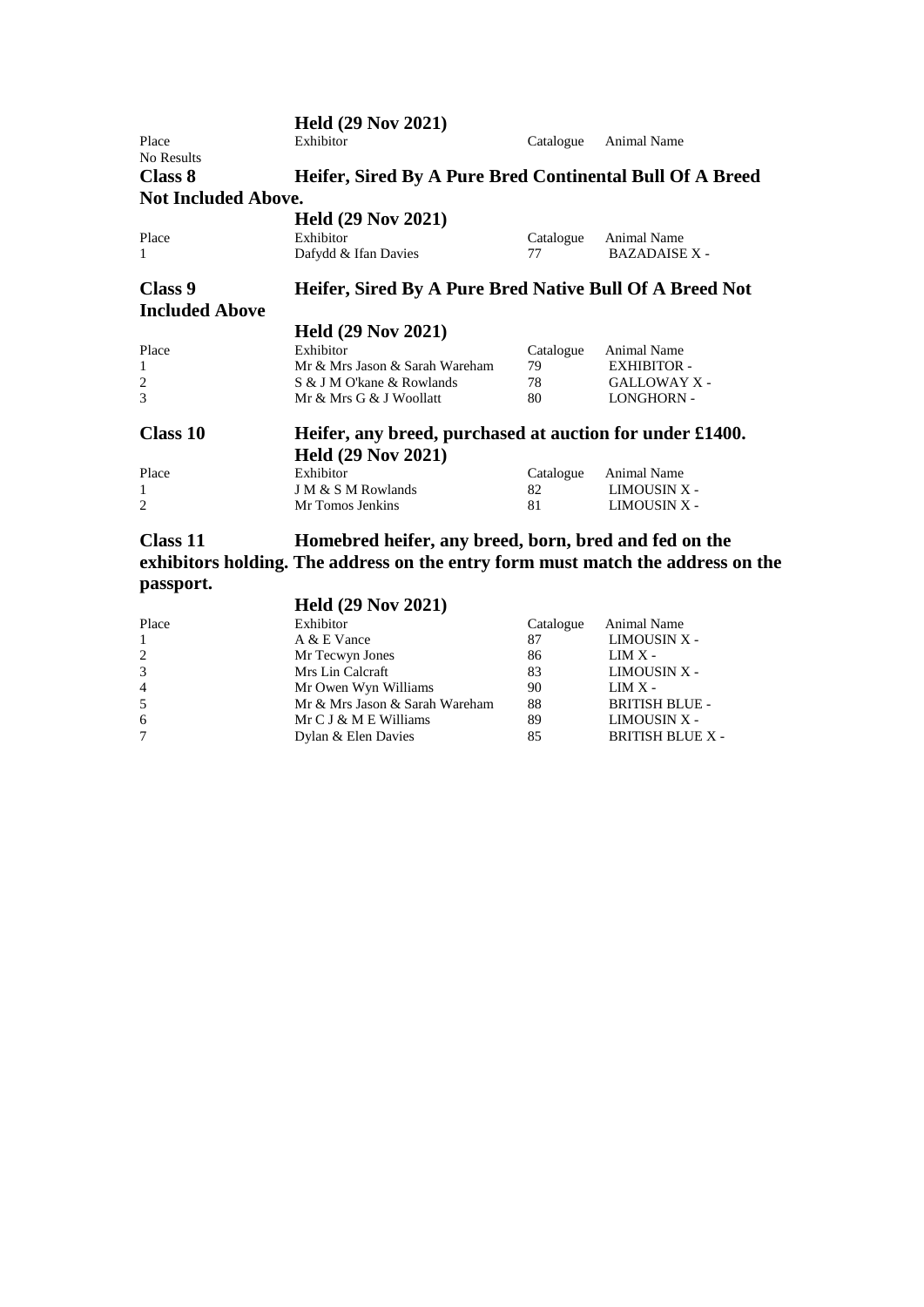**Held (29 Nov 2021)**

| Place | Exhibitor | Catalogue | Animal Name |
|---|---|---|---|
| No Results | | | |

## Class 8 Heifer, Sired By A Pure Bred Continental Bull Of A Breed Not Included Above.

**Held (29 Nov 2021)**

| Place | Exhibitor | Catalogue | Animal Name |
|---|---|---|---|
| 1 | Dafydd & Ifan Davies | 77 | BAZADAISE X - |

## Class 9 Heifer, Sired By A Pure Bred Native Bull Of A Breed Not Included Above

**Held (29 Nov 2021)**

| Place | Exhibitor | Catalogue | Animal Name |
|---|---|---|---|
| 1 | Mr & Mrs Jason & Sarah Wareham | 79 | EXHIBITOR - |
| 2 | S & J M O'kane & Rowlands | 78 | GALLOWAY X - |
| 3 | Mr & Mrs G & J Woollatt | 80 | LONGHORN - |

## Class 10 Heifer, any breed, purchased at auction for under £1400.

**Held (29 Nov 2021)**

| Place | Exhibitor | Catalogue | Animal Name |
|---|---|---|---|
| 1 | J M & S M Rowlands | 82 | LIMOUSIN X - |
| 2 | Mr Tomos Jenkins | 81 | LIMOUSIN X - |

## Class 11 Homebred heifer, any breed, born, bred and fed on the exhibitors holding. The address on the entry form must match the address on the passport.

**Held (29 Nov 2021)**

| Place | Exhibitor | Catalogue | Animal Name |
|---|---|---|---|
| 1 | A & E Vance | 87 | LIMOUSIN X - |
| 2 | Mr Tecwyn Jones | 86 | LIM X - |
| 3 | Mrs Lin Calcraft | 83 | LIMOUSIN X - |
| 4 | Mr Owen Wyn Williams | 90 | LIM X - |
| 5 | Mr & Mrs Jason & Sarah Wareham | 88 | BRITISH BLUE - |
| 6 | Mr C J & M E Williams | 89 | LIMOUSIN X - |
| 7 | Dylan & Elen Davies | 85 | BRITISH BLUE X - |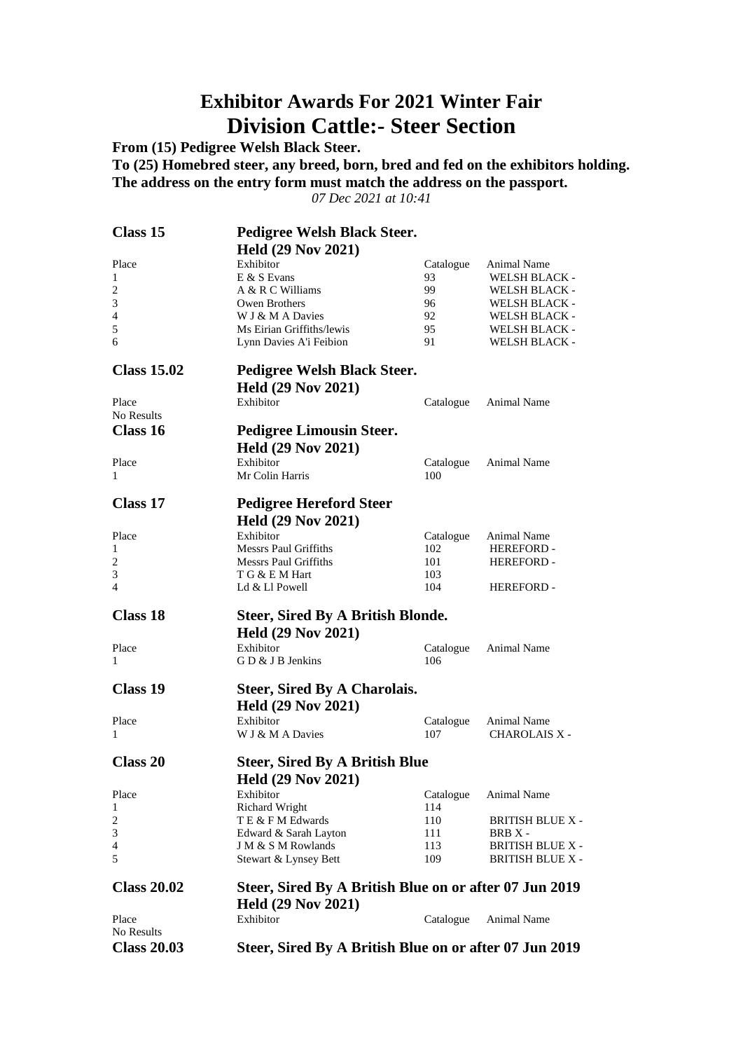# Exhibitor Awards For 2021 Winter Fair

# Division Cattle:- Steer Section

**From (15) Pedigree Welsh Black Steer.**

**To (25) Homebred steer, any breed, born, bred and fed on the exhibitors holding. The address on the entry form must match the address on the passport.**

*07 Dec 2021 at 10:41*

## Class 15 — Pedigree Welsh Black Steer.

**Held (29 Nov 2021)**

| Place | Exhibitor | Catalogue | Animal Name |
|---|---|---|---|
| 1 | E & S Evans | 93 | WELSH BLACK - |
| 2 | A & R C Williams | 99 | WELSH BLACK - |
| 3 | Owen Brothers | 96 | WELSH BLACK - |
| 4 | W J & M A Davies | 92 | WELSH BLACK - |
| 5 | Ms Eirian Griffiths/lewis | 95 | WELSH BLACK - |
| 6 | Lynn Davies A'i Feibion | 91 | WELSH BLACK - |

## Class 15.02 — Pedigree Welsh Black Steer.

**Held (29 Nov 2021)**

| Place | Exhibitor | Catalogue | Animal Name |
|---|---|---|---|
| No Results | | | |

## Class 16 — Pedigree Limousin Steer.

**Held (29 Nov 2021)**

| Place | Exhibitor | Catalogue | Animal Name |
|---|---|---|---|
| 1 | Mr Colin Harris | 100 | |

## Class 17 — Pedigree Hereford Steer

**Held (29 Nov 2021)**

| Place | Exhibitor | Catalogue | Animal Name |
|---|---|---|---|
| 1 | Messrs Paul Griffiths | 102 | HEREFORD - |
| 2 | Messrs Paul Griffiths | 101 | HEREFORD - |
| 3 | T G & E M Hart | 103 | |
| 4 | Ld & Ll Powell | 104 | HEREFORD - |

## Class 18 — Steer, Sired By A British Blonde.

**Held (29 Nov 2021)**

| Place | Exhibitor | Catalogue | Animal Name |
|---|---|---|---|
| 1 | G D & J B Jenkins | 106 | |

## Class 19 — Steer, Sired By A Charolais.

**Held (29 Nov 2021)**

| Place | Exhibitor | Catalogue | Animal Name |
|---|---|---|---|
| 1 | W J & M A Davies | 107 | CHAROLAIS X - |

## Class 20 — Steer, Sired By A British Blue

**Held (29 Nov 2021)**

| Place | Exhibitor | Catalogue | Animal Name |
|---|---|---|---|
| 1 | Richard Wright | 114 | |
| 2 | T E & F M Edwards | 110 | BRITISH BLUE X - |
| 3 | Edward & Sarah Layton | 111 | BRB X - |
| 4 | J M & S M Rowlands | 113 | BRITISH BLUE X - |
| 5 | Stewart & Lynsey Bett | 109 | BRITISH BLUE X - |

## Class 20.02 — Steer, Sired By A British Blue on or after 07 Jun 2019

**Held (29 Nov 2021)**

| Place | Exhibitor | Catalogue | Animal Name |
|---|---|---|---|
| No Results | | | |

## Class 20.03 — Steer, Sired By A British Blue on or after 07 Jun 2019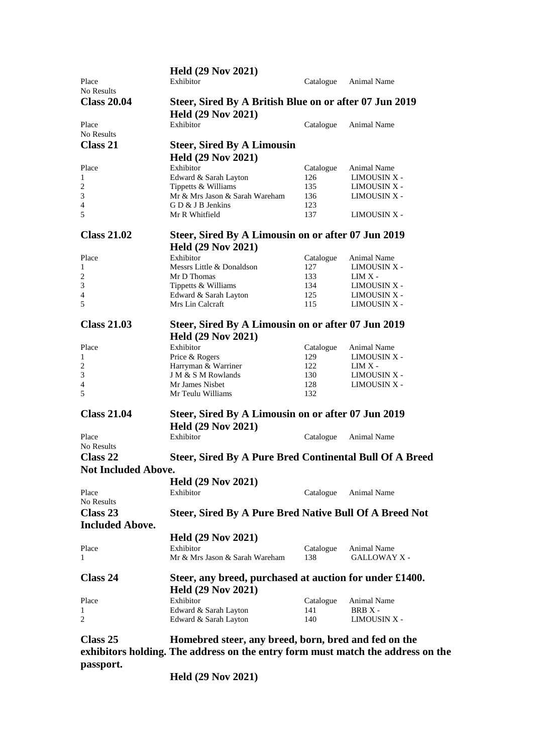**Held (29 Nov 2021)**

| Place | Exhibitor | Catalogue | Animal Name |
|---|---|---|---|
| No Results | | | |

## Class 20.04 Steer, Sired By A British Blue on or after 07 Jun 2019

**Held (29 Nov 2021)**

| Place | Exhibitor | Catalogue | Animal Name |
|---|---|---|---|
| No Results | | | |

## Class 21 Steer, Sired By A Limousin

**Held (29 Nov 2021)**

| Place | Exhibitor | Catalogue | Animal Name |
|---|---|---|---|
| 1 | Edward & Sarah Layton | 126 | LIMOUSIN X - |
| 2 | Tippetts & Williams | 135 | LIMOUSIN X - |
| 3 | Mr & Mrs Jason & Sarah Wareham | 136 | LIMOUSIN X - |
| 4 | G D & J B Jenkins | 123 | |
| 5 | Mr R Whitfield | 137 | LIMOUSIN X - |

## Class 21.02 Steer, Sired By A Limousin on or after 07 Jun 2019

**Held (29 Nov 2021)**

| Place | Exhibitor | Catalogue | Animal Name |
|---|---|---|---|
| 1 | Messrs Little & Donaldson | 127 | LIMOUSIN X - |
| 2 | Mr D Thomas | 133 | LIM X - |
| 3 | Tippetts & Williams | 134 | LIMOUSIN X - |
| 4 | Edward & Sarah Layton | 125 | LIMOUSIN X - |
| 5 | Mrs Lin Calcraft | 115 | LIMOUSIN X - |

## Class 21.03 Steer, Sired By A Limousin on or after 07 Jun 2019

**Held (29 Nov 2021)**

| Place | Exhibitor | Catalogue | Animal Name |
|---|---|---|---|
| 1 | Price & Rogers | 129 | LIMOUSIN X - |
| 2 | Harryman & Warriner | 122 | LIM X - |
| 3 | J M & S M Rowlands | 130 | LIMOUSIN X - |
| 4 | Mr James Nisbet | 128 | LIMOUSIN X - |
| 5 | Mr Teulu Williams | 132 | |

## Class 21.04 Steer, Sired By A Limousin on or after 07 Jun 2019

**Held (29 Nov 2021)**

| Place | Exhibitor | Catalogue | Animal Name |
|---|---|---|---|
| No Results | | | |

## Class 22 Steer, Sired By A Pure Bred Continental Bull Of A Breed Not Included Above.

**Held (29 Nov 2021)**

| Place | Exhibitor | Catalogue | Animal Name |
|---|---|---|---|
| No Results | | | |

## Class 23 Steer, Sired By A Pure Bred Native Bull Of A Breed Not Included Above.

**Held (29 Nov 2021)**

| Place | Exhibitor | Catalogue | Animal Name |
|---|---|---|---|
| 1 | Mr & Mrs Jason & Sarah Wareham | 138 | GALLOWAY X - |

## Class 24 Steer, any breed, purchased at auction for under £1400.

**Held (29 Nov 2021)**

| Place | Exhibitor | Catalogue | Animal Name |
|---|---|---|---|
| 1 | Edward & Sarah Layton | 141 | BRB X - |
| 2 | Edward & Sarah Layton | 140 | LIMOUSIN X - |

## Class 25 Homebred steer, any breed, born, bred and fed on the exhibitors holding. The address on the entry form must match the address on the passport.

**Held (29 Nov 2021)**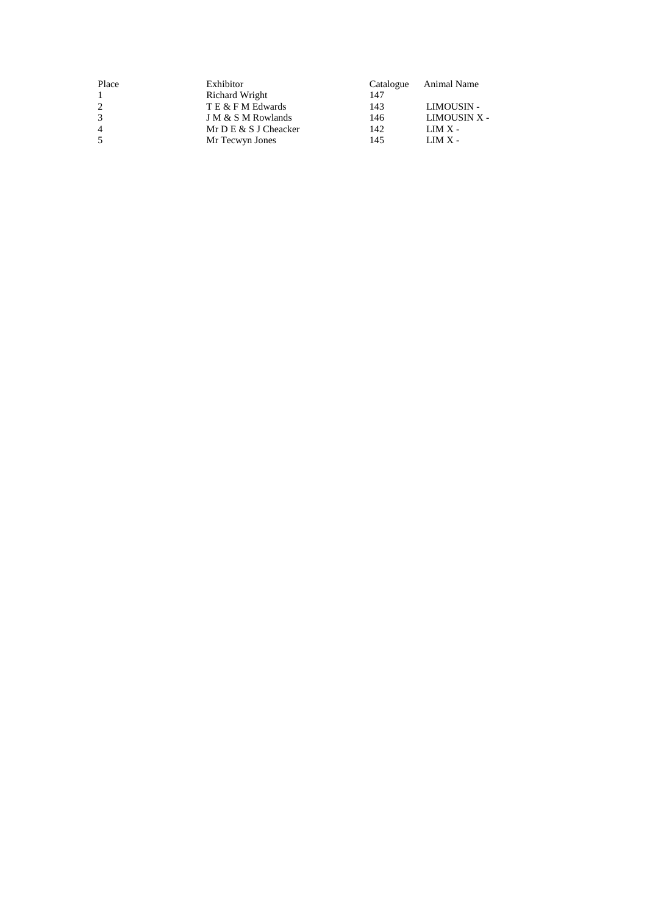| Place | Exhibitor | Catalogue | Animal Name |
| --- | --- | --- | --- |
| 1 | Richard Wright | 147 | |
| 2 | T E & F M Edwards | 143 | LIMOUSIN - |
| 3 | J M & S M Rowlands | 146 | LIMOUSIN X - |
| 4 | Mr D E & S J Cheacker | 142 | LIM X - |
| 5 | Mr Tecwyn Jones | 145 | LIM X - |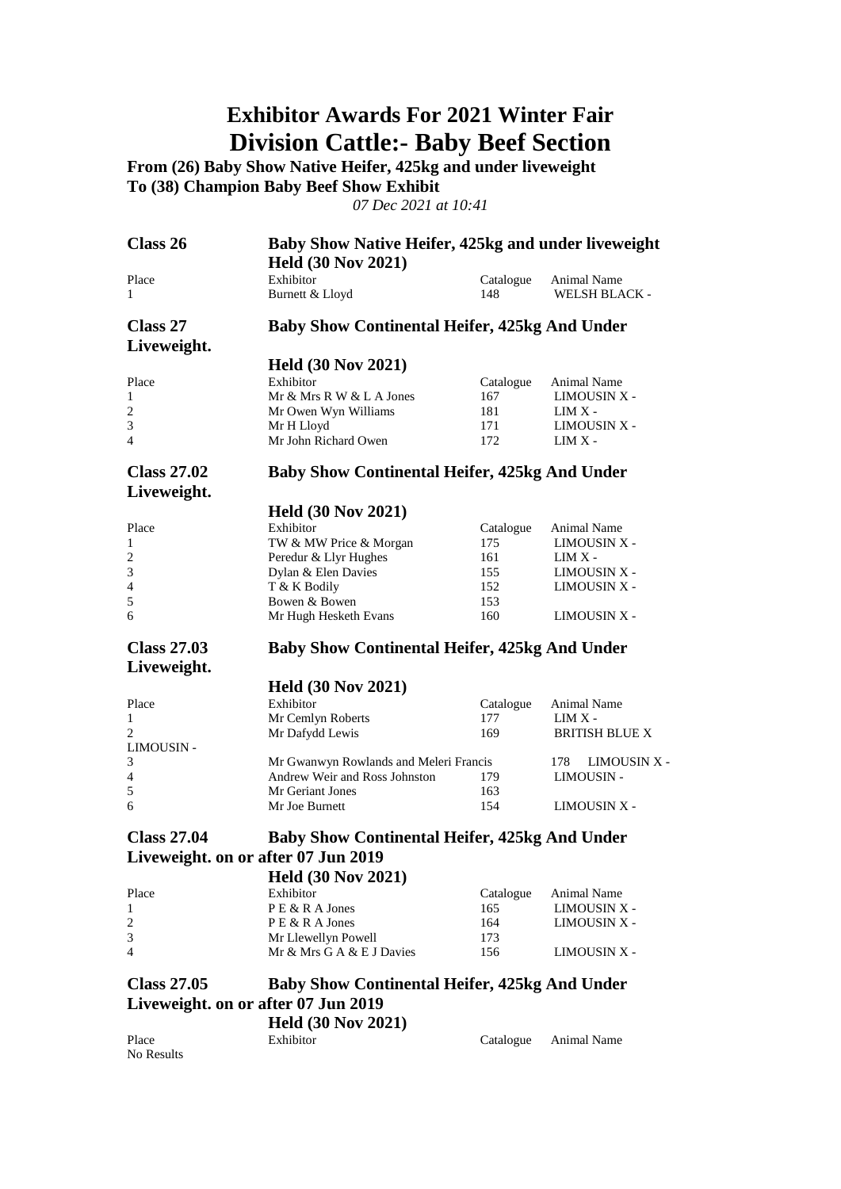# Exhibitor Awards For 2021 Winter Fair
# Division Cattle:- Baby Beef Section

**From (26) Baby Show Native Heifer, 425kg and under liveweight**
**To (38) Champion Baby Beef Show Exhibit**

*07 Dec 2021 at 10:41*

## Class 26 — Baby Show Native Heifer, 425kg and under liveweight

**Held (30 Nov 2021)**

| Place | Exhibitor | Catalogue | Animal Name |
|---|---|---|---|
| 1 | Burnett & Lloyd | 148 | WELSH BLACK - |

## Class 27 — Baby Show Continental Heifer, 425kg And Under Liveweight.

**Held (30 Nov 2021)**

| Place | Exhibitor | Catalogue | Animal Name |
|---|---|---|---|
| 1 | Mr & Mrs R W & L A Jones | 167 | LIMOUSIN X - |
| 2 | Mr Owen Wyn Williams | 181 | LIM X - |
| 3 | Mr H Lloyd | 171 | LIMOUSIN X - |
| 4 | Mr John Richard Owen | 172 | LIM X - |

## Class 27.02 — Baby Show Continental Heifer, 425kg And Under Liveweight.

**Held (30 Nov 2021)**

| Place | Exhibitor | Catalogue | Animal Name |
|---|---|---|---|
| 1 | TW & MW Price & Morgan | 175 | LIMOUSIN X - |
| 2 | Peredur & Llyr Hughes | 161 | LIM X - |
| 3 | Dylan & Elen Davies | 155 | LIMOUSIN X - |
| 4 | T & K Bodily | 152 | LIMOUSIN X - |
| 5 | Bowen & Bowen | 153 | |
| 6 | Mr Hugh Hesketh Evans | 160 | LIMOUSIN X - |

## Class 27.03 — Baby Show Continental Heifer, 425kg And Under Liveweight.

**Held (30 Nov 2021)**

| Place | Exhibitor | Catalogue | Animal Name |
|---|---|---|---|
| 1 | Mr Cemlyn Roberts | 177 | LIM X - |
| 2 | Mr Dafydd Lewis | 169 | BRITISH BLUE X LIMOUSIN - |
| 3 | Mr Gwanwyn Rowlands and Meleri Francis | 178 | LIMOUSIN X - |
| 4 | Andrew Weir and Ross Johnston | 179 | LIMOUSIN - |
| 5 | Mr Geriant Jones | 163 | |
| 6 | Mr Joe Burnett | 154 | LIMOUSIN X - |

## Class 27.04 — Baby Show Continental Heifer, 425kg And Under Liveweight. on or after 07 Jun 2019

**Held (30 Nov 2021)**

| Place | Exhibitor | Catalogue | Animal Name |
|---|---|---|---|
| 1 | P E & R A Jones | 165 | LIMOUSIN X - |
| 2 | P E & R A Jones | 164 | LIMOUSIN X - |
| 3 | Mr Llewellyn Powell | 173 | |
| 4 | Mr & Mrs G A & E J Davies | 156 | LIMOUSIN X - |

## Class 27.05 — Baby Show Continental Heifer, 425kg And Under Liveweight. on or after 07 Jun 2019

**Held (30 Nov 2021)**

| Place | Exhibitor | Catalogue | Animal Name |
|---|---|---|---|

No Results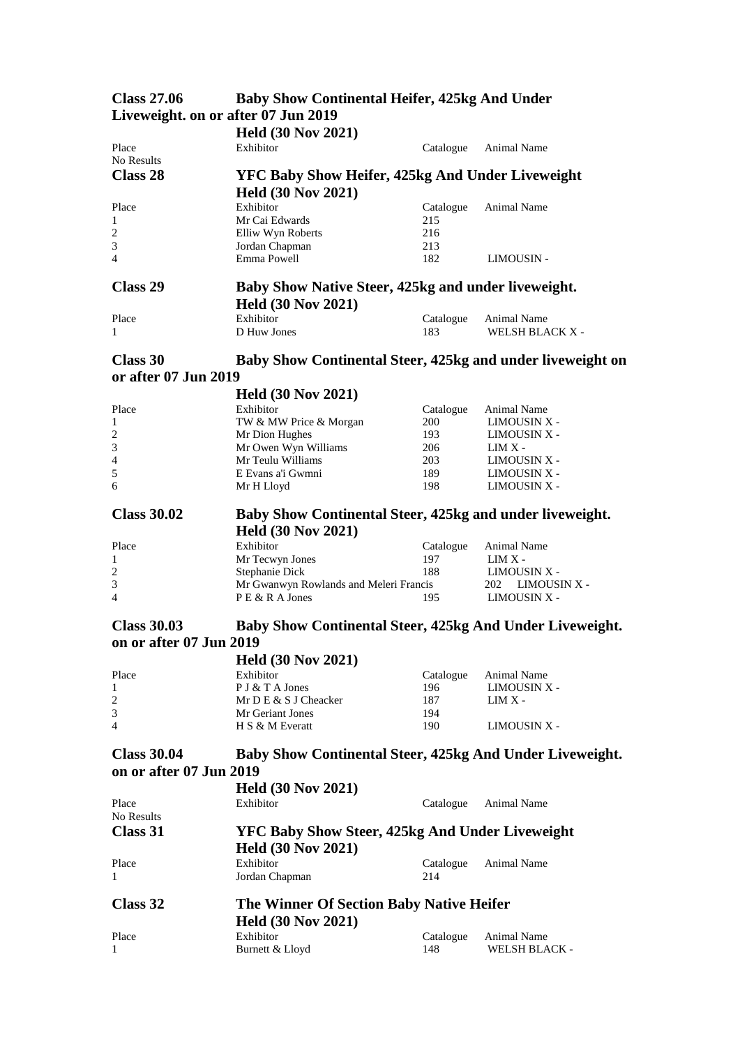## Class 27.06 Baby Show Continental Heifer, 425kg And Under Liveweight. on or after 07 Jun 2019

**Held (30 Nov 2021)**

| Place | Exhibitor | Catalogue | Animal Name |
|---|---|---|---|
| No Results | | | |

## Class 28 YFC Baby Show Heifer, 425kg And Under Liveweight

**Held (30 Nov 2021)**

| Place | Exhibitor | Catalogue | Animal Name |
|---|---|---|---|
| 1 | Mr Cai Edwards | 215 | |
| 2 | Elliw Wyn Roberts | 216 | |
| 3 | Jordan Chapman | 213 | |
| 4 | Emma Powell | 182 | LIMOUSIN - |

## Class 29 Baby Show Native Steer, 425kg and under liveweight.

**Held (30 Nov 2021)**

| Place | Exhibitor | Catalogue | Animal Name |
|---|---|---|---|
| 1 | D Huw Jones | 183 | WELSH BLACK X - |

## Class 30 Baby Show Continental Steer, 425kg and under liveweight on or after 07 Jun 2019

**Held (30 Nov 2021)**

| Place | Exhibitor | Catalogue | Animal Name |
|---|---|---|---|
| 1 | TW & MW Price & Morgan | 200 | LIMOUSIN X - |
| 2 | Mr Dion Hughes | 193 | LIMOUSIN X - |
| 3 | Mr Owen Wyn Williams | 206 | LIM X - |
| 4 | Mr Teulu Williams | 203 | LIMOUSIN X - |
| 5 | E Evans a'i Gwmni | 189 | LIMOUSIN X - |
| 6 | Mr H Lloyd | 198 | LIMOUSIN X - |

## Class 30.02 Baby Show Continental Steer, 425kg and under liveweight.

**Held (30 Nov 2021)**

| Place | Exhibitor | Catalogue | Animal Name |
|---|---|---|---|
| 1 | Mr Tecwyn Jones | 197 | LIM X - |
| 2 | Stephanie Dick | 188 | LIMOUSIN X - |
| 3 | Mr Gwanwyn Rowlands and Meleri Francis | 202 | LIMOUSIN X - |
| 4 | P E & R A Jones | 195 | LIMOUSIN X - |

## Class 30.03 Baby Show Continental Steer, 425kg And Under Liveweight. on or after 07 Jun 2019

**Held (30 Nov 2021)**

| Place | Exhibitor | Catalogue | Animal Name |
|---|---|---|---|
| 1 | P J & T A Jones | 196 | LIMOUSIN X - |
| 2 | Mr D E & S J Cheacker | 187 | LIM X - |
| 3 | Mr Geriant Jones | 194 | |
| 4 | H S & M Everatt | 190 | LIMOUSIN X - |

## Class 30.04 Baby Show Continental Steer, 425kg And Under Liveweight. on or after 07 Jun 2019

**Held (30 Nov 2021)**

| Place | Exhibitor | Catalogue | Animal Name |
|---|---|---|---|
| No Results | | | |

## Class 31 YFC Baby Show Steer, 425kg And Under Liveweight

**Held (30 Nov 2021)**

| Place | Exhibitor | Catalogue | Animal Name |
|---|---|---|---|
| 1 | Jordan Chapman | 214 | |

## Class 32 The Winner Of Section Baby Native Heifer

**Held (30 Nov 2021)**

| Place | Exhibitor | Catalogue | Animal Name |
|---|---|---|---|
| 1 | Burnett & Lloyd | 148 | WELSH BLACK - |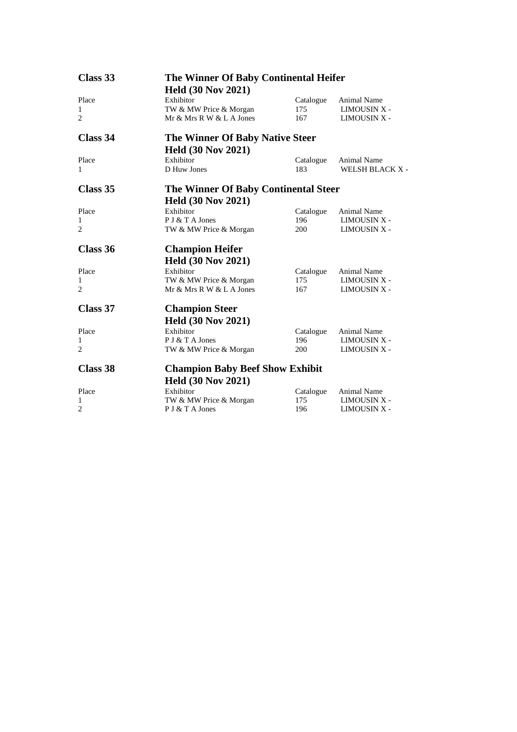## Class 33 — The Winner Of Baby Continental Heifer

**Held (30 Nov 2021)**

| Place | Exhibitor | Catalogue | Animal Name |
|---|---|---|---|
| 1 | TW & MW Price & Morgan | 175 | LIMOUSIN X - |
| 2 | Mr & Mrs R W & L A Jones | 167 | LIMOUSIN X - |

## Class 34 — The Winner Of Baby Native Steer

**Held (30 Nov 2021)**

| Place | Exhibitor | Catalogue | Animal Name |
|---|---|---|---|
| 1 | D Huw Jones | 183 | WELSH BLACK X - |

## Class 35 — The Winner Of Baby Continental Steer

**Held (30 Nov 2021)**

| Place | Exhibitor | Catalogue | Animal Name |
|---|---|---|---|
| 1 | P J & T A Jones | 196 | LIMOUSIN X - |
| 2 | TW & MW Price & Morgan | 200 | LIMOUSIN X - |

## Class 36 — Champion Heifer

**Held (30 Nov 2021)**

| Place | Exhibitor | Catalogue | Animal Name |
|---|---|---|---|
| 1 | TW & MW Price & Morgan | 175 | LIMOUSIN X - |
| 2 | Mr & Mrs R W & L A Jones | 167 | LIMOUSIN X - |

## Class 37 — Champion Steer

**Held (30 Nov 2021)**

| Place | Exhibitor | Catalogue | Animal Name |
|---|---|---|---|
| 1 | P J & T A Jones | 196 | LIMOUSIN X - |
| 2 | TW & MW Price & Morgan | 200 | LIMOUSIN X - |

## Class 38 — Champion Baby Beef Show Exhibit

**Held (30 Nov 2021)**

| Place | Exhibitor | Catalogue | Animal Name |
|---|---|---|---|
| 1 | TW & MW Price & Morgan | 175 | LIMOUSIN X - |
| 2 | P J & T A Jones | 196 | LIMOUSIN X - |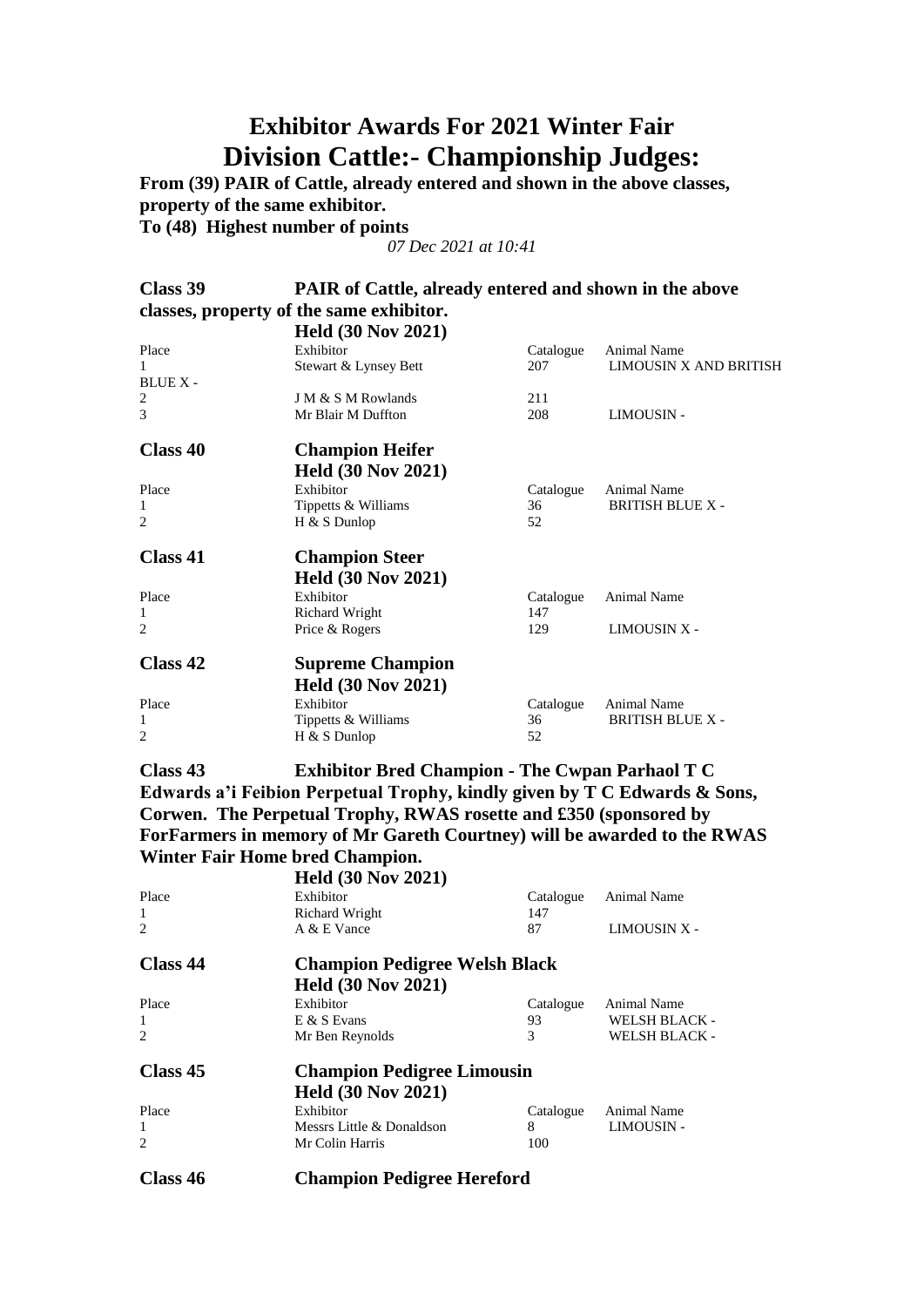# Exhibitor Awards For 2021 Winter Fair

# Division Cattle:- Championship Judges:

**From (39) PAIR of Cattle, already entered and shown in the above classes, property of the same exhibitor.**

**To (48) Highest number of points**

*07 Dec 2021 at 10:41*

## Class 39 PAIR of Cattle, already entered and shown in the above classes, property of the same exhibitor.

**Held (30 Nov 2021)**

| Place | Exhibitor | Catalogue | Animal Name |
|---|---|---|---|
| 1 | Stewart & Lynsey Bett | 207 | LIMOUSIN X AND BRITISH BLUE X - |
| 2 | J M & S M Rowlands | 211 | |
| 3 | Mr Blair M Duffton | 208 | LIMOUSIN - |

## Class 40 Champion Heifer

**Held (30 Nov 2021)**

| Place | Exhibitor | Catalogue | Animal Name |
|---|---|---|---|
| 1 | Tippetts & Williams | 36 | BRITISH BLUE X - |
| 2 | H & S Dunlop | 52 | |

## Class 41 Champion Steer

**Held (30 Nov 2021)**

| Place | Exhibitor | Catalogue | Animal Name |
|---|---|---|---|
| 1 | Richard Wright | 147 | |
| 2 | Price & Rogers | 129 | LIMOUSIN X - |

## Class 42 Supreme Champion

**Held (30 Nov 2021)**

| Place | Exhibitor | Catalogue | Animal Name |
|---|---|---|---|
| 1 | Tippetts & Williams | 36 | BRITISH BLUE X - |
| 2 | H & S Dunlop | 52 | |

## Class 43 Exhibitor Bred Champion - The Cwpan Parhaol T C Edwards a'i Feibion Perpetual Trophy, kindly given by T C Edwards & Sons, Corwen. The Perpetual Trophy, RWAS rosette and £350 (sponsored by ForFarmers in memory of Mr Gareth Courtney) will be awarded to the RWAS Winter Fair Home bred Champion.

**Held (30 Nov 2021)**

| Place | Exhibitor | Catalogue | Animal Name |
|---|---|---|---|
| 1 | Richard Wright | 147 | |
| 2 | A & E Vance | 87 | LIMOUSIN X - |

## Class 44 Champion Pedigree Welsh Black

**Held (30 Nov 2021)**

| Place | Exhibitor | Catalogue | Animal Name |
|---|---|---|---|
| 1 | E & S Evans | 93 | WELSH BLACK - |
| 2 | Mr Ben Reynolds | 3 | WELSH BLACK - |

## Class 45 Champion Pedigree Limousin

**Held (30 Nov 2021)**

| Place | Exhibitor | Catalogue | Animal Name |
|---|---|---|---|
| 1 | Messrs Little & Donaldson | 8 | LIMOUSIN - |
| 2 | Mr Colin Harris | 100 | |

## Class 46 Champion Pedigree Hereford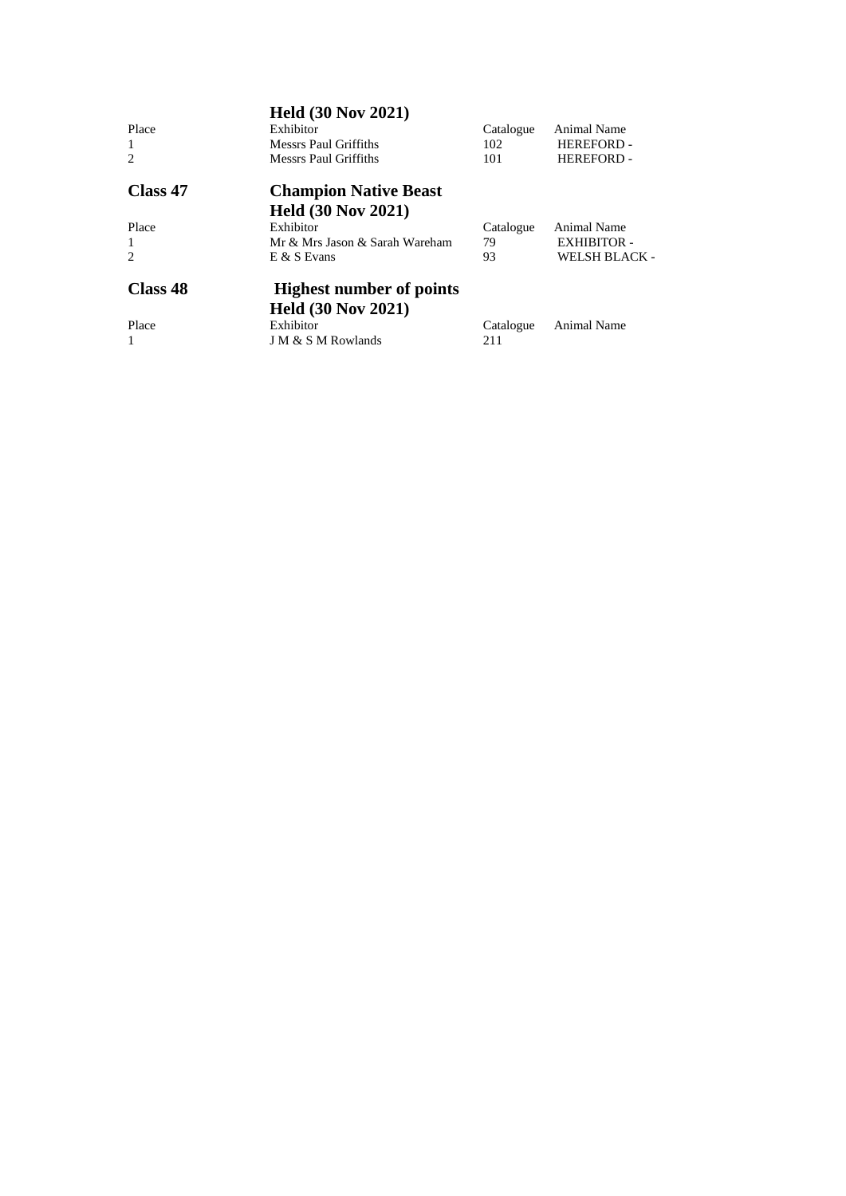**Held (30 Nov 2021)**

| Place | Exhibitor | Catalogue | Animal Name |
|---|---|---|---|
| 1 | Messrs Paul Griffiths | 102 | HEREFORD - |
| 2 | Messrs Paul Griffiths | 101 | HEREFORD - |

## Class 47 Champion Native Beast

**Held (30 Nov 2021)**

| Place | Exhibitor | Catalogue | Animal Name |
|---|---|---|---|
| 1 | Mr & Mrs Jason & Sarah Wareham | 79 | EXHIBITOR - |
| 2 | E & S Evans | 93 | WELSH BLACK - |

## Class 48 Highest number of points

**Held (30 Nov 2021)**

| Place | Exhibitor | Catalogue | Animal Name |
|---|---|---|---|
| 1 | J M & S M Rowlands | 211 | |